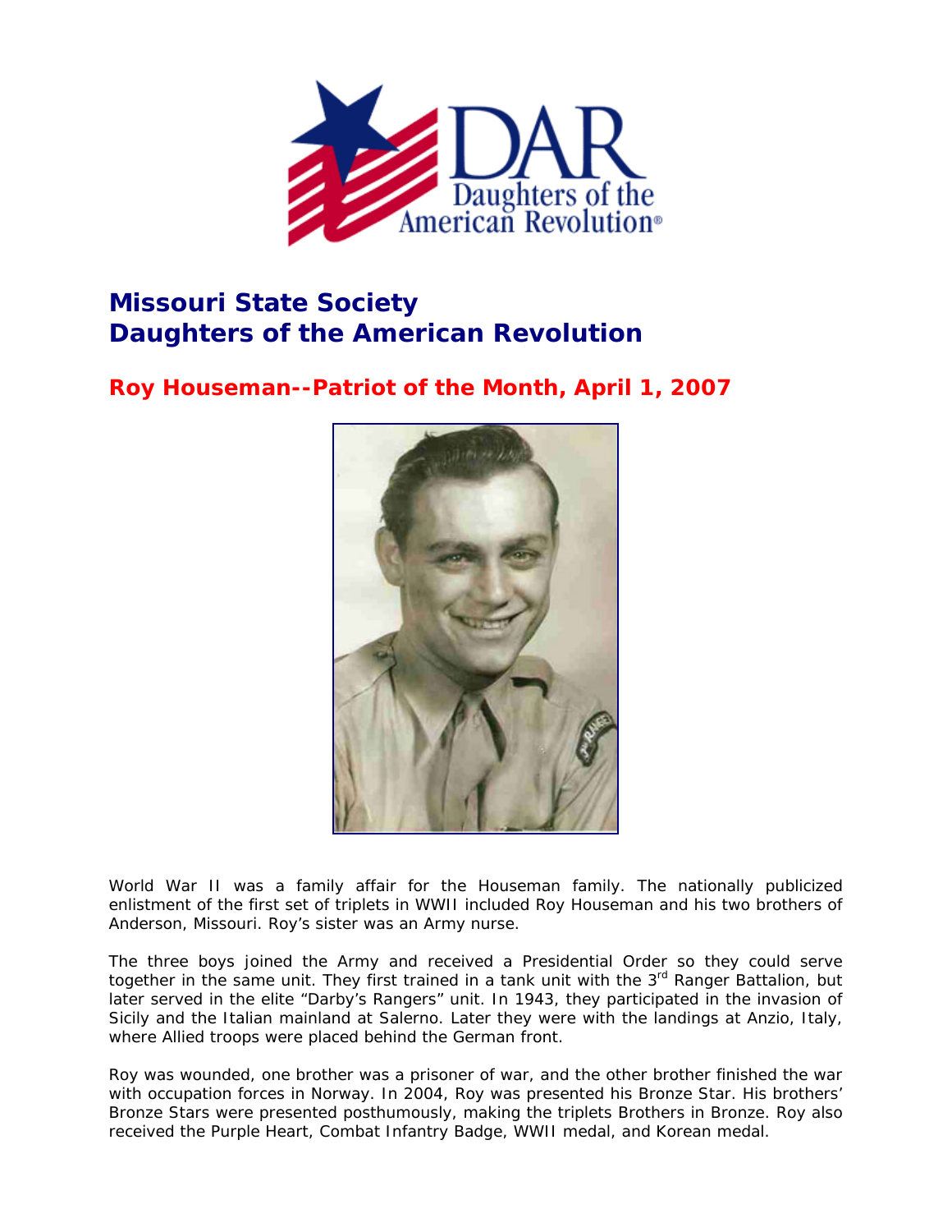# Missouri State Society
# Daughters of the American Revolution

## Roy Houseman--Patriot of the Month, April 1, 2007

World War II was a family affair for the Houseman family. The nationally publicized enlistment of the first set of triplets in WWII included Roy Houseman and his two brothers of Anderson, Missouri. Roy's sister was an Army nurse.

The three boys joined the Army and received a Presidential Order so they could serve together in the same unit. They first trained in a tank unit with the 3rd Ranger Battalion, but later served in the elite "Darby's Rangers" unit. In 1943, they participated in the invasion of Sicily and the Italian mainland at Salerno. Later they were with the landings at Anzio, Italy, where Allied troops were placed behind the German front.

Roy was wounded, one brother was a prisoner of war, and the other brother finished the war with occupation forces in Norway. In 2004, Roy was presented his Bronze Star. His brothers' Bronze Stars were presented posthumously, making the triplets Brothers in Bronze. Roy also received the Purple Heart, Combat Infantry Badge, WWII medal, and Korean medal.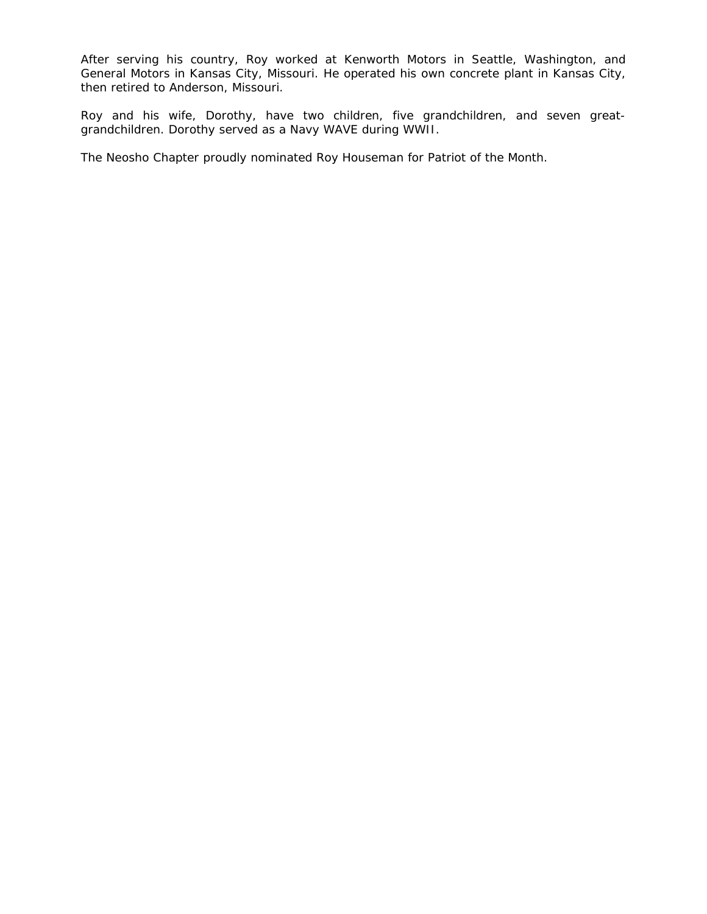After serving his country, Roy worked at Kenworth Motors in Seattle, Washington, and General Motors in Kansas City, Missouri. He operated his own concrete plant in Kansas City, then retired to Anderson, Missouri.

Roy and his wife, Dorothy, have two children, five grandchildren, and seven great-grandchildren. Dorothy served as a Navy WAVE during WWII.

The Neosho Chapter proudly nominated Roy Houseman for Patriot of the Month.